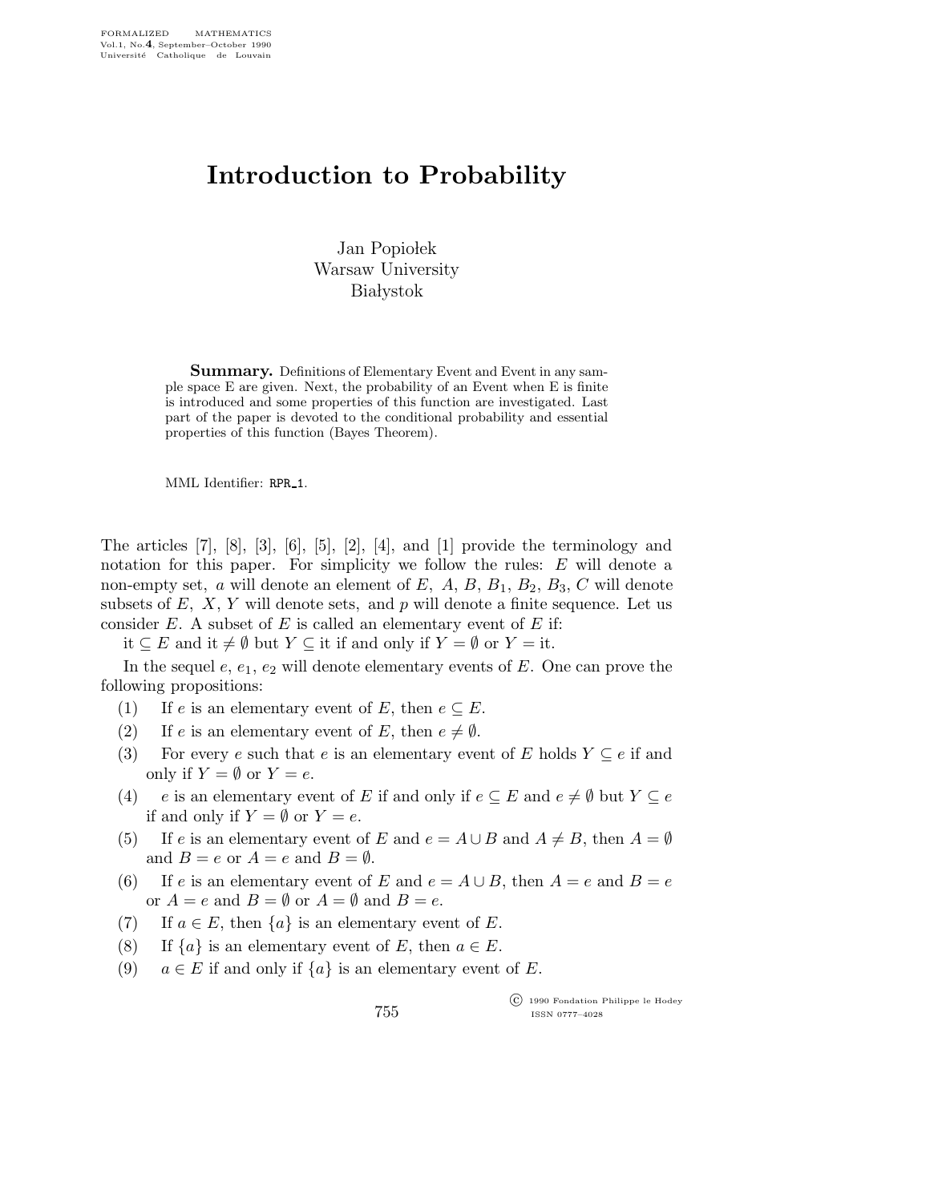# Introduction to Probability

Jan Popiołek
Warsaw University
Białystok

**Summary.** Definitions of Elementary Event and Event in any sample space E are given. Next, the probability of an Event when E is finite is introduced and some properties of this function are investigated. Last part of the paper is devoted to the conditional probability and essential properties of this function (Bayes Theorem).

MML Identifier: RPR_1.

The articles [7], [8], [3], [6], [5], [2], [4], and [1] provide the terminology and notation for this paper. For simplicity we follow the rules: $E$ will denote a non-empty set, $a$ will denote an element of $E$, $A$, $B$, $B_1$, $B_2$, $B_3$, $C$ will denote subsets of $E$, $X$, $Y$ will denote sets, and $p$ will denote a finite sequence. Let us consider $E$. A subset of $E$ is called an elementary event of $E$ if:

it $\subseteq E$ and it $\neq \emptyset$ but $Y \subseteq$ it if and only if $Y = \emptyset$ or $Y =$ it.

In the sequel $e$, $e_1$, $e_2$ will denote elementary events of $E$. One can prove the following propositions:

(1) If $e$ is an elementary event of $E$, then $e \subseteq E$.

(2) If $e$ is an elementary event of $E$, then $e \neq \emptyset$.

(3) For every $e$ such that $e$ is an elementary event of $E$ holds $Y \subseteq e$ if and only if $Y = \emptyset$ or $Y = e$.

(4) $e$ is an elementary event of $E$ if and only if $e \subseteq E$ and $e \neq \emptyset$ but $Y \subseteq e$ if and only if $Y = \emptyset$ or $Y = e$.

(5) If $e$ is an elementary event of $E$ and $e = A \cup B$ and $A \neq B$, then $A = \emptyset$ and $B = e$ or $A = e$ and $B = \emptyset$.

(6) If $e$ is an elementary event of $E$ and $e = A \cup B$, then $A = e$ and $B = e$ or $A = e$ and $B = \emptyset$ or $A = \emptyset$ and $B = e$.

(7) If $a \in E$, then $\{a\}$ is an elementary event of $E$.

(8) If $\{a\}$ is an elementary event of $E$, then $a \in E$.

(9) $a \in E$ if and only if $\{a\}$ is an elementary event of $E$.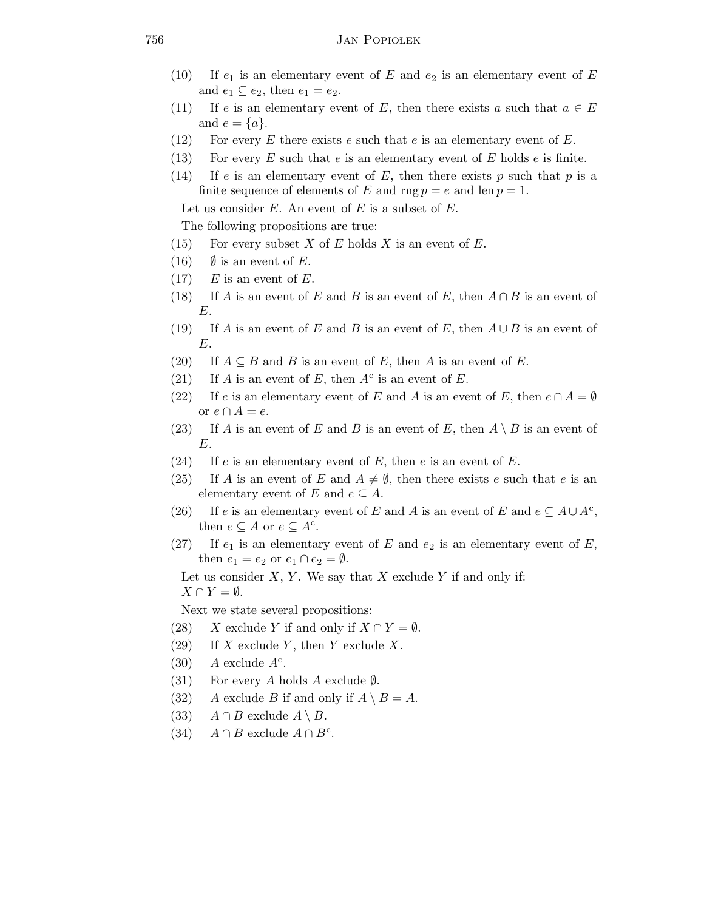(10) If $e_1$ is an elementary event of $E$ and $e_2$ is an elementary event of $E$ and $e_1 \subseteq e_2$, then $e_1 = e_2$.

(11) If $e$ is an elementary event of $E$, then there exists $a$ such that $a \in E$ and $e = \{a\}$.

(12) For every $E$ there exists $e$ such that $e$ is an elementary event of $E$.

(13) For every $E$ such that $e$ is an elementary event of $E$ holds $e$ is finite.

(14) If $e$ is an elementary event of $E$, then there exists $p$ such that $p$ is a finite sequence of elements of $E$ and $\operatorname{rng} p = e$ and $\operatorname{len} p = 1$.

Let us consider $E$. An event of $E$ is a subset of $E$.

The following propositions are true:

(15) For every subset $X$ of $E$ holds $X$ is an event of $E$.

(16) $\emptyset$ is an event of $E$.

(17) $E$ is an event of $E$.

(18) If $A$ is an event of $E$ and $B$ is an event of $E$, then $A \cap B$ is an event of $E$.

(19) If $A$ is an event of $E$ and $B$ is an event of $E$, then $A \cup B$ is an event of $E$.

(20) If $A \subseteq B$ and $B$ is an event of $E$, then $A$ is an event of $E$.

(21) If $A$ is an event of $E$, then $A^{\mathrm{c}}$ is an event of $E$.

(22) If $e$ is an elementary event of $E$ and $A$ is an event of $E$, then $e \cap A = \emptyset$ or $e \cap A = e$.

(23) If $A$ is an event of $E$ and $B$ is an event of $E$, then $A \setminus B$ is an event of $E$.

(24) If $e$ is an elementary event of $E$, then $e$ is an event of $E$.

(25) If $A$ is an event of $E$ and $A \neq \emptyset$, then there exists $e$ such that $e$ is an elementary event of $E$ and $e \subseteq A$.

(26) If $e$ is an elementary event of $E$ and $A$ is an event of $E$ and $e \subseteq A \cup A^{\mathrm{c}}$, then $e \subseteq A$ or $e \subseteq A^{\mathrm{c}}$.

(27) If $e_1$ is an elementary event of $E$ and $e_2$ is an elementary event of $E$, then $e_1 = e_2$ or $e_1 \cap e_2 = \emptyset$.

Let us consider $X$, $Y$. We say that $X$ exclude $Y$ if and only if: $X \cap Y = \emptyset$.

Next we state several propositions:

(28) $X$ exclude $Y$ if and only if $X \cap Y = \emptyset$.

(29) If $X$ exclude $Y$, then $Y$ exclude $X$.

(30) $A$ exclude $A^{\mathrm{c}}$.

(31) For every $A$ holds $A$ exclude $\emptyset$.

(32) $A$ exclude $B$ if and only if $A \setminus B = A$.

(33) $A \cap B$ exclude $A \setminus B$.

(34) $A \cap B$ exclude $A \cap B^{\mathrm{c}}$.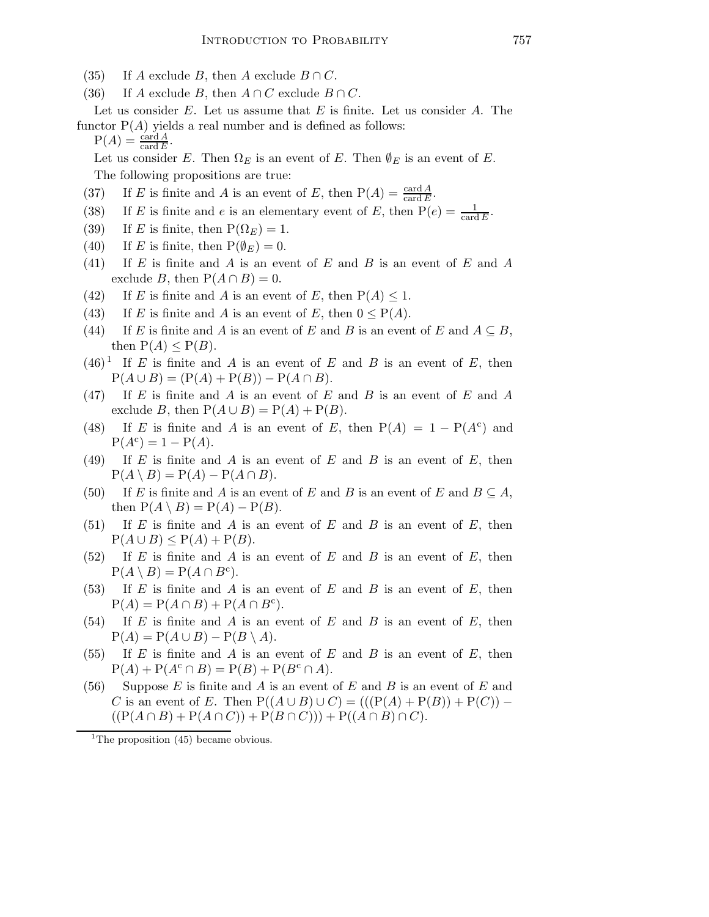(35) If $A$ exclude $B$, then $A$ exclude $B \cap C$.

(36) If $A$ exclude $B$, then $A \cap C$ exclude $B \cap C$.

Let us consider $E$. Let us assume that $E$ is finite. Let us consider $A$. The functor $\mathrm{P}(A)$ yields a real number and is defined as follows:

$\mathrm{P}(A) = \frac{\mathrm{card}\, A}{\mathrm{card}\, E}$.

Let us consider $E$. Then $\Omega_E$ is an event of $E$. Then $\emptyset_E$ is an event of $E$.

The following propositions are true:

(37) If $E$ is finite and $A$ is an event of $E$, then $\mathrm{P}(A) = \frac{\mathrm{card}\, A}{\mathrm{card}\, E}$.

(38) If $E$ is finite and $e$ is an elementary event of $E$, then $\mathrm{P}(e) = \frac{1}{\mathrm{card}\, E}$.

(39) If $E$ is finite, then $\mathrm{P}(\Omega_E) = 1$.

(40) If $E$ is finite, then $\mathrm{P}(\emptyset_E) = 0$.

(41) If $E$ is finite and $A$ is an event of $E$ and $B$ is an event of $E$ and $A$ exclude $B$, then $\mathrm{P}(A \cap B) = 0$.

(42) If $E$ is finite and $A$ is an event of $E$, then $\mathrm{P}(A) \leq 1$.

(43) If $E$ is finite and $A$ is an event of $E$, then $0 \leq \mathrm{P}(A)$.

(44) If $E$ is finite and $A$ is an event of $E$ and $B$ is an event of $E$ and $A \subseteq B$, then $\mathrm{P}(A) \leq \mathrm{P}(B)$.

(46)[1] If $E$ is finite and $A$ is an event of $E$ and $B$ is an event of $E$, then $\mathrm{P}(A \cup B) = (\mathrm{P}(A) + \mathrm{P}(B)) - \mathrm{P}(A \cap B)$.

(47) If $E$ is finite and $A$ is an event of $E$ and $B$ is an event of $E$ and $A$ exclude $B$, then $\mathrm{P}(A \cup B) = \mathrm{P}(A) + \mathrm{P}(B)$.

(48) If $E$ is finite and $A$ is an event of $E$, then $\mathrm{P}(A) = 1 - \mathrm{P}(A^{\mathrm{c}})$ and $\mathrm{P}(A^{\mathrm{c}}) = 1 - \mathrm{P}(A)$.

(49) If $E$ is finite and $A$ is an event of $E$ and $B$ is an event of $E$, then $\mathrm{P}(A \setminus B) = \mathrm{P}(A) - \mathrm{P}(A \cap B)$.

(50) If $E$ is finite and $A$ is an event of $E$ and $B$ is an event of $E$ and $B \subseteq A$, then $\mathrm{P}(A \setminus B) = \mathrm{P}(A) - \mathrm{P}(B)$.

(51) If $E$ is finite and $A$ is an event of $E$ and $B$ is an event of $E$, then $\mathrm{P}(A \cup B) \leq \mathrm{P}(A) + \mathrm{P}(B)$.

(52) If $E$ is finite and $A$ is an event of $E$ and $B$ is an event of $E$, then $\mathrm{P}(A \setminus B) = \mathrm{P}(A \cap B^{\mathrm{c}})$.

(53) If $E$ is finite and $A$ is an event of $E$ and $B$ is an event of $E$, then $\mathrm{P}(A) = \mathrm{P}(A \cap B) + \mathrm{P}(A \cap B^{\mathrm{c}})$.

(54) If $E$ is finite and $A$ is an event of $E$ and $B$ is an event of $E$, then $\mathrm{P}(A) = \mathrm{P}(A \cup B) - \mathrm{P}(B \setminus A)$.

(55) If $E$ is finite and $A$ is an event of $E$ and $B$ is an event of $E$, then $\mathrm{P}(A) + \mathrm{P}(A^{\mathrm{c}} \cap B) = \mathrm{P}(B) + \mathrm{P}(B^{\mathrm{c}} \cap A)$.

(56) Suppose $E$ is finite and $A$ is an event of $E$ and $B$ is an event of $E$ and $C$ is an event of $E$. Then $\mathrm{P}((A \cup B) \cup C) = (((\mathrm{P}(A) + \mathrm{P}(B)) + \mathrm{P}(C)) - ((\mathrm{P}(A \cap B) + \mathrm{P}(A \cap C)) + \mathrm{P}(B \cap C))) + \mathrm{P}((A \cap B) \cap C)$.

---

[1] The proposition (45) became obvious.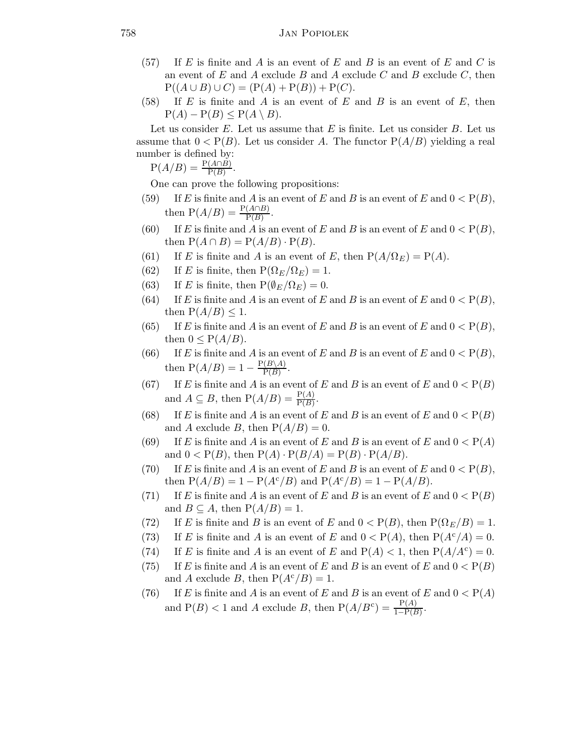(57) If $E$ is finite and $A$ is an event of $E$ and $B$ is an event of $E$ and $C$ is an event of $E$ and $A$ exclude $B$ and $A$ exclude $C$ and $B$ exclude $C$, then $\mathrm{P}((A \cup B) \cup C) = (\mathrm{P}(A) + \mathrm{P}(B)) + \mathrm{P}(C)$.

(58) If $E$ is finite and $A$ is an event of $E$ and $B$ is an event of $E$, then $\mathrm{P}(A) - \mathrm{P}(B) \leq \mathrm{P}(A \setminus B)$.

Let us consider $E$. Let us assume that $E$ is finite. Let us consider $B$. Let us assume that $0 < \mathrm{P}(B)$. Let us consider $A$. The functor $\mathrm{P}(A/B)$ yielding a real number is defined by:

$\mathrm{P}(A/B) = \frac{\mathrm{P}(A \cap B)}{\mathrm{P}(B)}$.

One can prove the following propositions:

(59) If $E$ is finite and $A$ is an event of $E$ and $B$ is an event of $E$ and $0 < \mathrm{P}(B)$, then $\mathrm{P}(A/B) = \frac{\mathrm{P}(A \cap B)}{\mathrm{P}(B)}$.

(60) If $E$ is finite and $A$ is an event of $E$ and $B$ is an event of $E$ and $0 < \mathrm{P}(B)$, then $\mathrm{P}(A \cap B) = \mathrm{P}(A/B) \cdot \mathrm{P}(B)$.

(61) If $E$ is finite and $A$ is an event of $E$, then $\mathrm{P}(A/\Omega_E) = \mathrm{P}(A)$.

(62) If $E$ is finite, then $\mathrm{P}(\Omega_E/\Omega_E) = 1$.

(63) If $E$ is finite, then $\mathrm{P}(\emptyset_E/\Omega_E) = 0$.

(64) If $E$ is finite and $A$ is an event of $E$ and $B$ is an event of $E$ and $0 < \mathrm{P}(B)$, then $\mathrm{P}(A/B) \leq 1$.

(65) If $E$ is finite and $A$ is an event of $E$ and $B$ is an event of $E$ and $0 < \mathrm{P}(B)$, then $0 \leq \mathrm{P}(A/B)$.

(66) If $E$ is finite and $A$ is an event of $E$ and $B$ is an event of $E$ and $0 < \mathrm{P}(B)$, then $\mathrm{P}(A/B) = 1 - \frac{\mathrm{P}(B \setminus A)}{\mathrm{P}(B)}$.

(67) If $E$ is finite and $A$ is an event of $E$ and $B$ is an event of $E$ and $0 < \mathrm{P}(B)$ and $A \subseteq B$, then $\mathrm{P}(A/B) = \frac{\mathrm{P}(A)}{\mathrm{P}(B)}$.

(68) If $E$ is finite and $A$ is an event of $E$ and $B$ is an event of $E$ and $0 < \mathrm{P}(B)$ and $A$ exclude $B$, then $\mathrm{P}(A/B) = 0$.

(69) If $E$ is finite and $A$ is an event of $E$ and $B$ is an event of $E$ and $0 < \mathrm{P}(A)$ and $0 < \mathrm{P}(B)$, then $\mathrm{P}(A) \cdot \mathrm{P}(B/A) = \mathrm{P}(B) \cdot \mathrm{P}(A/B)$.

(70) If $E$ is finite and $A$ is an event of $E$ and $B$ is an event of $E$ and $0 < \mathrm{P}(B)$, then $\mathrm{P}(A/B) = 1 - \mathrm{P}(A^{\mathrm{c}}/B)$ and $\mathrm{P}(A^{\mathrm{c}}/B) = 1 - \mathrm{P}(A/B)$.

(71) If $E$ is finite and $A$ is an event of $E$ and $B$ is an event of $E$ and $0 < \mathrm{P}(B)$ and $B \subseteq A$, then $\mathrm{P}(A/B) = 1$.

(72) If $E$ is finite and $B$ is an event of $E$ and $0 < \mathrm{P}(B)$, then $\mathrm{P}(\Omega_E/B) = 1$.

(73) If $E$ is finite and $A$ is an event of $E$ and $0 < \mathrm{P}(A)$, then $\mathrm{P}(A^{\mathrm{c}}/A) = 0$.

(74) If $E$ is finite and $A$ is an event of $E$ and $\mathrm{P}(A) < 1$, then $\mathrm{P}(A/A^{\mathrm{c}}) = 0$.

(75) If $E$ is finite and $A$ is an event of $E$ and $B$ is an event of $E$ and $0 < \mathrm{P}(B)$ and $A$ exclude $B$, then $\mathrm{P}(A^{\mathrm{c}}/B) = 1$.

(76) If $E$ is finite and $A$ is an event of $E$ and $B$ is an event of $E$ and $0 < \mathrm{P}(A)$ and $\mathrm{P}(B) < 1$ and $A$ exclude $B$, then $\mathrm{P}(A/B^{\mathrm{c}}) = \frac{\mathrm{P}(A)}{1 - \mathrm{P}(B)}$.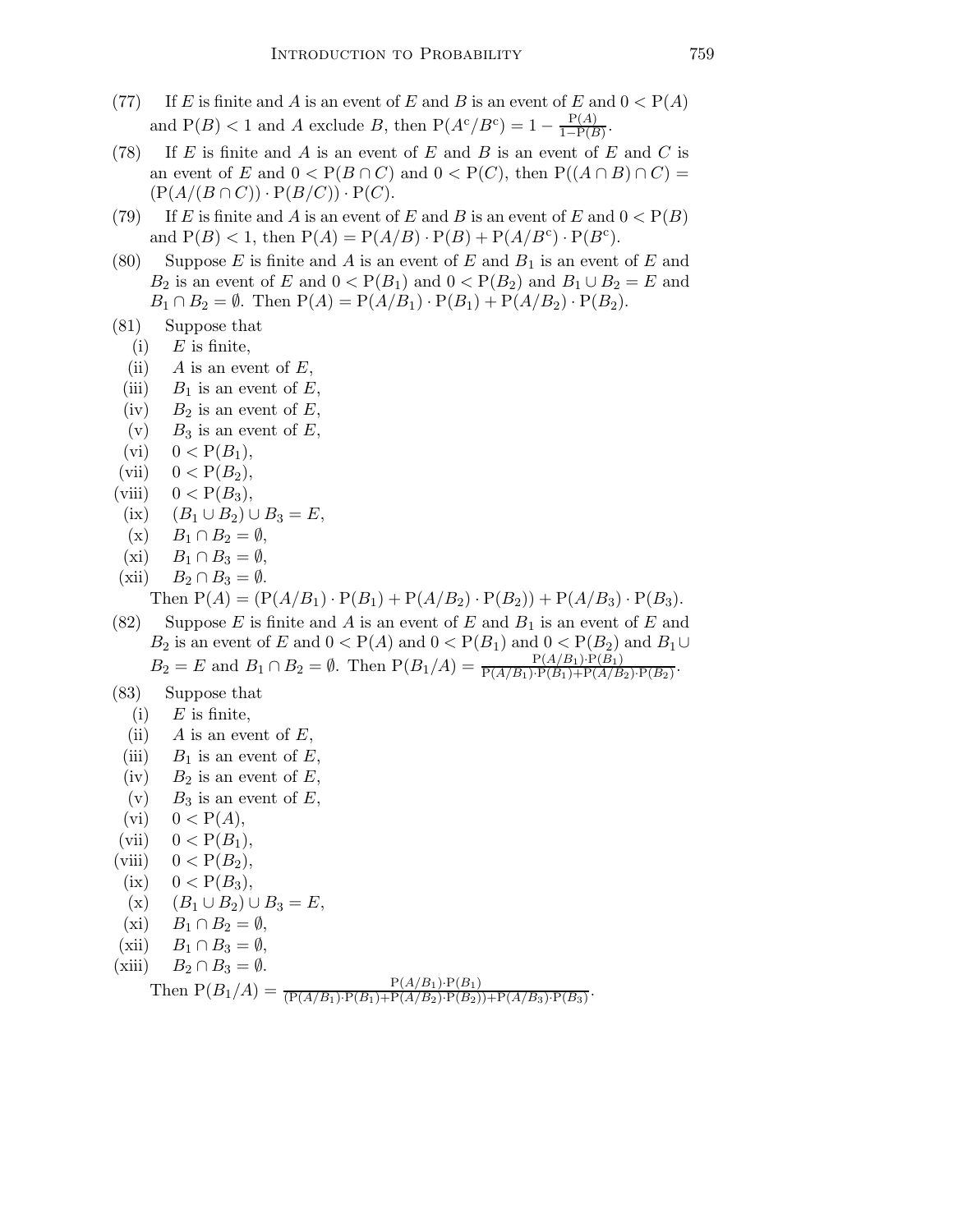(77) If $E$ is finite and $A$ is an event of $E$ and $B$ is an event of $E$ and $0 < \mathrm{P}(A)$ and $\mathrm{P}(B) < 1$ and $A$ exclude $B$, then $\mathrm{P}(A^{\mathrm{c}}/B^{\mathrm{c}}) = 1 - \frac{\mathrm{P}(A)}{1-\mathrm{P}(B)}$.

(78) If $E$ is finite and $A$ is an event of $E$ and $B$ is an event of $E$ and $C$ is an event of $E$ and $0 < \mathrm{P}(B \cap C)$ and $0 < \mathrm{P}(C)$, then $\mathrm{P}((A \cap B) \cap C) = (\mathrm{P}(A/(B \cap C)) \cdot \mathrm{P}(B/C)) \cdot \mathrm{P}(C)$.

(79) If $E$ is finite and $A$ is an event of $E$ and $B$ is an event of $E$ and $0 < \mathrm{P}(B)$ and $\mathrm{P}(B) < 1$, then $\mathrm{P}(A) = \mathrm{P}(A/B) \cdot \mathrm{P}(B) + \mathrm{P}(A/B^{\mathrm{c}}) \cdot \mathrm{P}(B^{\mathrm{c}})$.

(80) Suppose $E$ is finite and $A$ is an event of $E$ and $B_1$ is an event of $E$ and $B_2$ is an event of $E$ and $0 < \mathrm{P}(B_1)$ and $0 < \mathrm{P}(B_2)$ and $B_1 \cup B_2 = E$ and $B_1 \cap B_2 = \emptyset$. Then $\mathrm{P}(A) = \mathrm{P}(A/B_1) \cdot \mathrm{P}(B_1) + \mathrm{P}(A/B_2) \cdot \mathrm{P}(B_2)$.

(81) Suppose that

- (i) $E$ is finite,
- (ii) $A$ is an event of $E$,
- (iii) $B_1$ is an event of $E$,
- (iv) $B_2$ is an event of $E$,
- (v) $B_3$ is an event of $E$,
- (vi) $0 < \mathrm{P}(B_1)$,
- (vii) $0 < \mathrm{P}(B_2)$,
- (viii) $0 < \mathrm{P}(B_3)$,
- (ix) $(B_1 \cup B_2) \cup B_3 = E$,
- (x) $B_1 \cap B_2 = \emptyset$,
- (xi) $B_1 \cap B_3 = \emptyset$,
- (xii) $B_2 \cap B_3 = \emptyset$.

Then $\mathrm{P}(A) = (\mathrm{P}(A/B_1) \cdot \mathrm{P}(B_1) + \mathrm{P}(A/B_2) \cdot \mathrm{P}(B_2)) + \mathrm{P}(A/B_3) \cdot \mathrm{P}(B_3)$.

(82) Suppose $E$ is finite and $A$ is an event of $E$ and $B_1$ is an event of $E$ and $B_2$ is an event of $E$ and $0 < \mathrm{P}(A)$ and $0 < \mathrm{P}(B_1)$ and $0 < \mathrm{P}(B_2)$ and $B_1 \cup B_2 = E$ and $B_1 \cap B_2 = \emptyset$. Then $\mathrm{P}(B_1/A) = \frac{\mathrm{P}(A/B_1) \cdot \mathrm{P}(B_1)}{\mathrm{P}(A/B_1) \cdot \mathrm{P}(B_1) + \mathrm{P}(A/B_2) \cdot \mathrm{P}(B_2)}$.

(83) Suppose that

- (i) $E$ is finite,
- (ii) $A$ is an event of $E$,
- (iii) $B_1$ is an event of $E$,
- (iv) $B_2$ is an event of $E$,
- (v) $B_3$ is an event of $E$,
- (vi) $0 < \mathrm{P}(A)$,
- (vii) $0 < \mathrm{P}(B_1)$,
- (viii) $0 < \mathrm{P}(B_2)$,
- (ix) $0 < \mathrm{P}(B_3)$,
- (x) $(B_1 \cup B_2) \cup B_3 = E$,
- (xi) $B_1 \cap B_2 = \emptyset$,
- (xii) $B_1 \cap B_3 = \emptyset$,
- (xiii) $B_2 \cap B_3 = \emptyset$.

Then $\mathrm{P}(B_1/A) = \frac{\mathrm{P}(A/B_1) \cdot \mathrm{P}(B_1)}{(\mathrm{P}(A/B_1) \cdot \mathrm{P}(B_1) + \mathrm{P}(A/B_2) \cdot \mathrm{P}(B_2)) + \mathrm{P}(A/B_3) \cdot \mathrm{P}(B_3)}$.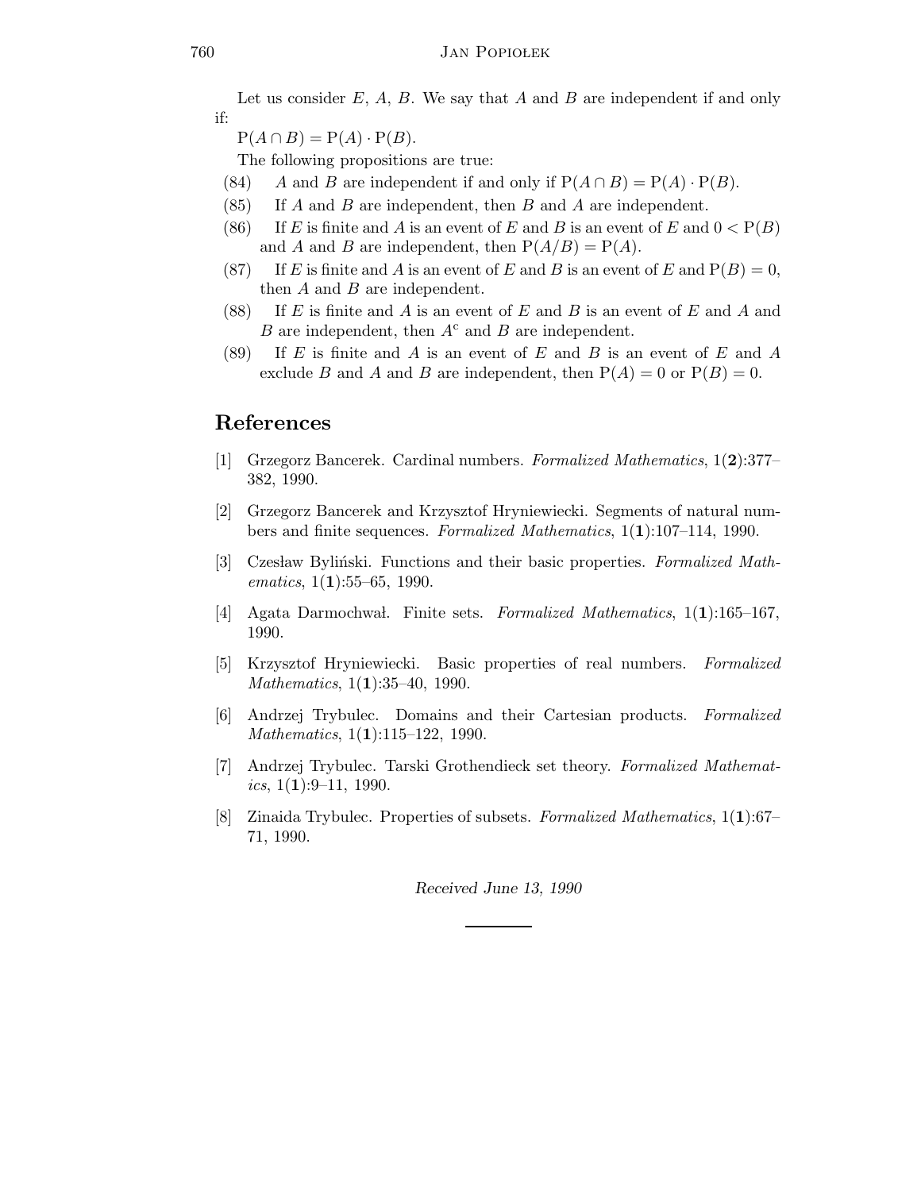Let us consider $E$, $A$, $B$. We say that $A$ and $B$ are independent if and only if:

$\mathrm{P}(A \cap B) = \mathrm{P}(A) \cdot \mathrm{P}(B)$.

The following propositions are true:

(84) $A$ and $B$ are independent if and only if $\mathrm{P}(A \cap B) = \mathrm{P}(A) \cdot \mathrm{P}(B)$.

(85) If $A$ and $B$ are independent, then $B$ and $A$ are independent.

(86) If $E$ is finite and $A$ is an event of $E$ and $B$ is an event of $E$ and $0 < \mathrm{P}(B)$ and $A$ and $B$ are independent, then $\mathrm{P}(A/B) = \mathrm{P}(A)$.

(87) If $E$ is finite and $A$ is an event of $E$ and $B$ is an event of $E$ and $\mathrm{P}(B) = 0$, then $A$ and $B$ are independent.

(88) If $E$ is finite and $A$ is an event of $E$ and $B$ is an event of $E$ and $A$ and $B$ are independent, then $A^{\mathrm{c}}$ and $B$ are independent.

(89) If $E$ is finite and $A$ is an event of $E$ and $B$ is an event of $E$ and $A$ exclude $B$ and $A$ and $B$ are independent, then $\mathrm{P}(A) = 0$ or $\mathrm{P}(B) = 0$.

## References

[1] Grzegorz Bancerek. Cardinal numbers. *Formalized Mathematics*, 1(**2**):377–382, 1990.

[2] Grzegorz Bancerek and Krzysztof Hryniewiecki. Segments of natural numbers and finite sequences. *Formalized Mathematics*, 1(**1**):107–114, 1990.

[3] Czesław Byliński. Functions and their basic properties. *Formalized Mathematics*, 1(**1**):55–65, 1990.

[4] Agata Darmochwał. Finite sets. *Formalized Mathematics*, 1(**1**):165–167, 1990.

[5] Krzysztof Hryniewiecki. Basic properties of real numbers. *Formalized Mathematics*, 1(**1**):35–40, 1990.

[6] Andrzej Trybulec. Domains and their Cartesian products. *Formalized Mathematics*, 1(**1**):115–122, 1990.

[7] Andrzej Trybulec. Tarski Grothendieck set theory. *Formalized Mathematics*, 1(**1**):9–11, 1990.

[8] Zinaida Trybulec. Properties of subsets. *Formalized Mathematics*, 1(**1**):67–71, 1990.

*Received June 13, 1990*